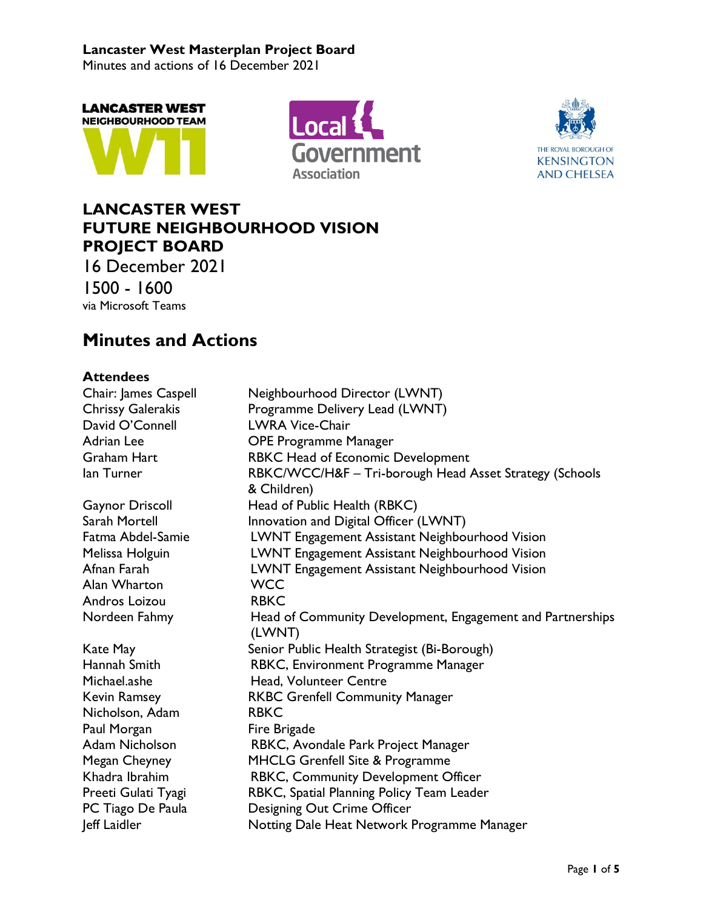**Lancaster West Masterplan Project Board**
Minutes and actions of 16 December 2021

# LANCASTER WEST FUTURE NEIGHBOURHOOD VISION PROJECT BOARD

16 December 2021

1500 - 1600

via Microsoft Teams

## Minutes and Actions

### Attendees

| | |
|---|---|
| Chair: James Caspell | Neighbourhood Director (LWNT) |
| Chrissy Galerakis | Programme Delivery Lead (LWNT) |
| David O'Connell | LWRA Vice-Chair |
| Adrian Lee | OPE Programme Manager |
| Graham Hart | RBKC Head of Economic Development |
| Ian Turner | RBKC/WCC/H&F – Tri-borough Head Asset Strategy (Schools & Children) |
| Gaynor Driscoll | Head of Public Health (RBKC) |
| Sarah Mortell | Innovation and Digital Officer (LWNT) |
| Fatma Abdel-Samie | LWNT Engagement Assistant Neighbourhood Vision |
| Melissa Holguin | LWNT Engagement Assistant Neighbourhood Vision |
| Afnan Farah | LWNT Engagement Assistant Neighbourhood Vision |
| Alan Wharton | WCC |
| Andros Loizou | RBKC |
| Nordeen Fahmy | Head of Community Development, Engagement and Partnerships (LWNT) |
| Kate May | Senior Public Health Strategist (Bi-Borough) |
| Hannah Smith | RBKC, Environment Programme Manager |
| Michael.ashe | Head, Volunteer Centre |
| Kevin Ramsey | RKBC Grenfell Community Manager |
| Nicholson, Adam | RBKC |
| Paul Morgan | Fire Brigade |
| Adam Nicholson | RBKC, Avondale Park Project Manager |
| Megan Cheyney | MHCLG Grenfell Site & Programme |
| Khadra Ibrahim | RBKC, Community Development Officer |
| Preeti Gulati Tyagi | RBKC, Spatial Planning Policy Team Leader |
| PC Tiago De Paula | Designing Out Crime Officer |
| Jeff Laidler | Notting Dale Heat Network Programme Manager |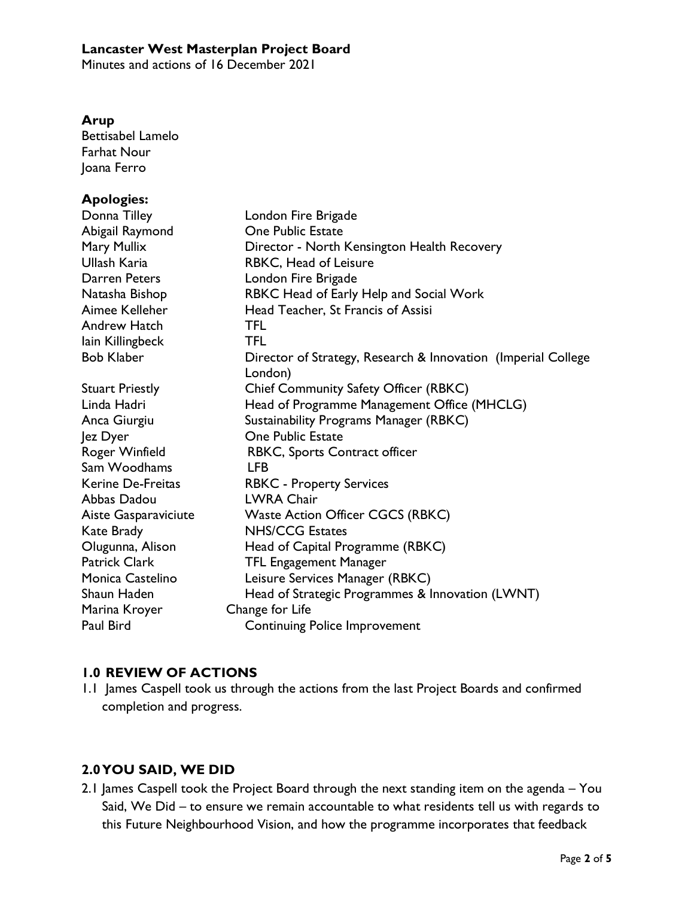**Lancaster West Masterplan Project Board**

Minutes and actions of 16 December 2021

**Arup**

Bettisabel Lamelo
Farhat Nour
Joana Ferro

**Apologies:**

| | |
|---|---|
| Donna Tilley | London Fire Brigade |
| Abigail Raymond | One Public Estate |
| Mary Mullix | Director - North Kensington Health Recovery |
| Ullash Karia | RBKC, Head of Leisure |
| Darren Peters | London Fire Brigade |
| Natasha Bishop | RBKC Head of Early Help and Social Work |
| Aimee Kelleher | Head Teacher, St Francis of Assisi |
| Andrew Hatch | TFL |
| Iain Killingbeck | TFL |
| Bob Klaber | Director of Strategy, Research & Innovation (Imperial College London) |
| Stuart Priestly | Chief Community Safety Officer (RBKC) |
| Linda Hadri | Head of Programme Management Office (MHCLG) |
| Anca Giurgiu | Sustainability Programs Manager (RBKC) |
| Jez Dyer | One Public Estate |
| Roger Winfield | RBKC, Sports Contract officer |
| Sam Woodhams | LFB |
| Kerine De-Freitas | RBKC - Property Services |
| Abbas Dadou | LWRA Chair |
| Aiste Gasparaviciute | Waste Action Officer CGCS (RBKC) |
| Kate Brady | NHS/CCG Estates |
| Olugunna, Alison | Head of Capital Programme (RBKC) |
| Patrick Clark | TFL Engagement Manager |
| Monica Castelino | Leisure Services Manager (RBKC) |
| Shaun Haden | Head of Strategic Programmes & Innovation (LWNT) |
| Marina Kroyer | Change for Life |
| Paul Bird | Continuing Police Improvement |

## 1.0 REVIEW OF ACTIONS

1.1 James Caspell took us through the actions from the last Project Boards and confirmed completion and progress.

## 2.0 YOU SAID, WE DID

2.1 James Caspell took the Project Board through the next standing item on the agenda – You Said, We Did – to ensure we remain accountable to what residents tell us with regards to this Future Neighbourhood Vision, and how the programme incorporates that feedback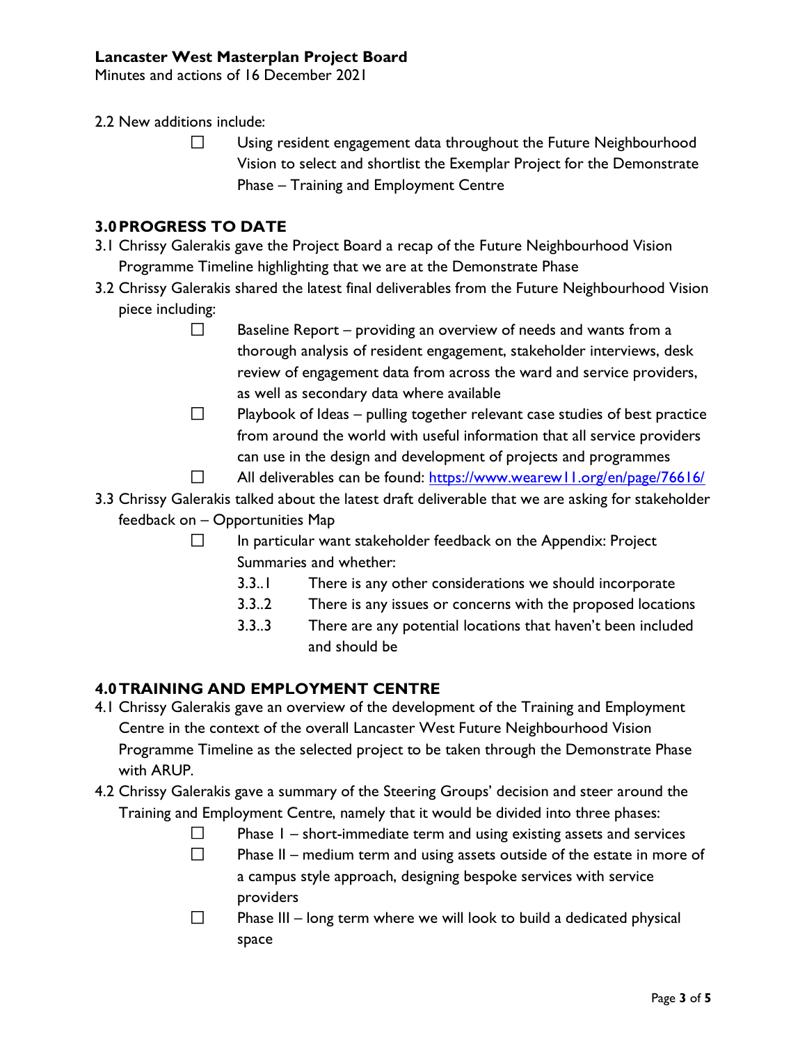2.2 New additions include:

- ☐ Using resident engagement data throughout the Future Neighbourhood Vision to select and shortlist the Exemplar Project for the Demonstrate Phase – Training and Employment Centre

## 3.0 PROGRESS TO DATE

3.1 Chrissy Galerakis gave the Project Board a recap of the Future Neighbourhood Vision Programme Timeline highlighting that we are at the Demonstrate Phase

3.2 Chrissy Galerakis shared the latest final deliverables from the Future Neighbourhood Vision piece including:

- ☐ Baseline Report – providing an overview of needs and wants from a thorough analysis of resident engagement, stakeholder interviews, desk review of engagement data from across the ward and service providers, as well as secondary data where available
- ☐ Playbook of Ideas – pulling together relevant case studies of best practice from around the world with useful information that all service providers can use in the design and development of projects and programmes
- ☐ All deliverables can be found: https://www.wearew11.org/en/page/76616/

3.3 Chrissy Galerakis talked about the latest draft deliverable that we are asking for stakeholder feedback on – Opportunities Map

- ☐ In particular want stakeholder feedback on the Appendix: Project Summaries and whether:
  - 3.3..1 There is any other considerations we should incorporate
  - 3.3..2 There is any issues or concerns with the proposed locations
  - 3.3..3 There are any potential locations that haven't been included and should be

## 4.0 TRAINING AND EMPLOYMENT CENTRE

4.1 Chrissy Galerakis gave an overview of the development of the Training and Employment Centre in the context of the overall Lancaster West Future Neighbourhood Vision Programme Timeline as the selected project to be taken through the Demonstrate Phase with ARUP.

4.2 Chrissy Galerakis gave a summary of the Steering Groups' decision and steer around the Training and Employment Centre, namely that it would be divided into three phases:

- ☐ Phase I – short-immediate term and using existing assets and services
- ☐ Phase II – medium term and using assets outside of the estate in more of a campus style approach, designing bespoke services with service providers
- ☐ Phase III – long term where we will look to build a dedicated physical space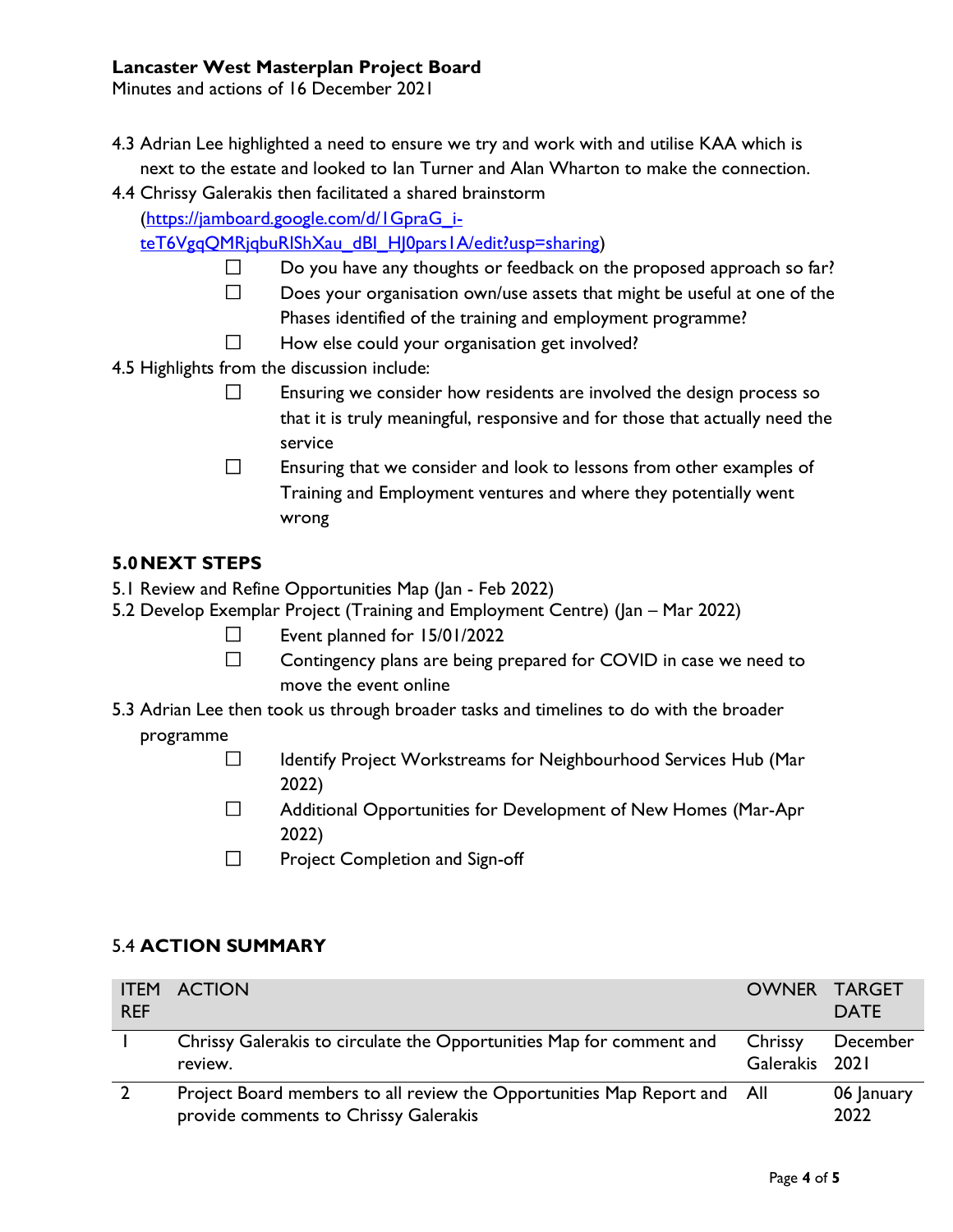4.3 Adrian Lee highlighted a need to ensure we try and work with and utilise KAA which is next to the estate and looked to Ian Turner and Alan Wharton to make the connection.

4.4 Chrissy Galerakis then facilitated a shared brainstorm (https://jamboard.google.com/d/1GpraG_i-teT6VgqQMRjqbuRlShXau_dBI_HJ0pars1A/edit?usp=sharing)

- Do you have any thoughts or feedback on the proposed approach so far?
- Does your organisation own/use assets that might be useful at one of the Phases identified of the training and employment programme?
- How else could your organisation get involved?

4.5 Highlights from the discussion include:

- Ensuring we consider how residents are involved the design process so that it is truly meaningful, responsive and for those that actually need the service
- Ensuring that we consider and look to lessons from other examples of Training and Employment ventures and where they potentially went wrong

## 5.0 NEXT STEPS

5.1 Review and Refine Opportunities Map (Jan - Feb 2022)

5.2 Develop Exemplar Project (Training and Employment Centre) (Jan – Mar 2022)

- Event planned for 15/01/2022
- Contingency plans are being prepared for COVID in case we need to move the event online

5.3 Adrian Lee then took us through broader tasks and timelines to do with the broader programme

- Identify Project Workstreams for Neighbourhood Services Hub (Mar 2022)
- Additional Opportunities for Development of New Homes (Mar-Apr 2022)
- Project Completion and Sign-off

### 5.4 ACTION SUMMARY

| ITEM REF | ACTION | OWNER | TARGET DATE |
|---|---|---|---|
| 1 | Chrissy Galerakis to circulate the Opportunities Map for comment and review. | Chrissy Galerakis | December 2021 |
| 2 | Project Board members to all review the Opportunities Map Report and provide comments to Chrissy Galerakis | All | 06 January 2022 |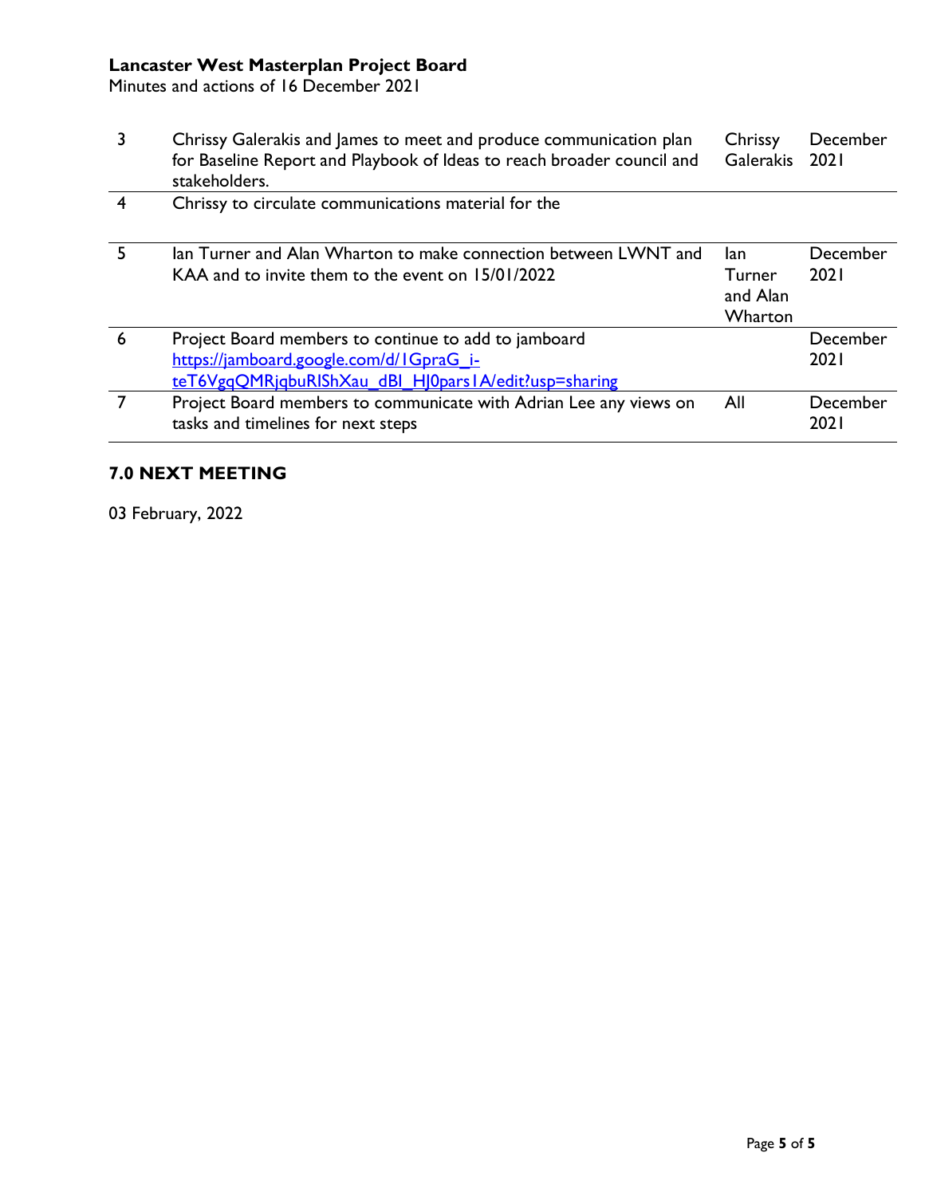| | | | |
|---|---|---|---|
| 3 | Chrissy Galerakis and James to meet and produce communication plan for Baseline Report and Playbook of Ideas to reach broader council and stakeholders. | Chrissy Galerakis | December 2021 |
| 4 | Chrissy to circulate communications material for the | | |
| 5 | Ian Turner and Alan Wharton to make connection between LWNT and KAA and to invite them to the event on 15/01/2022 | Ian Turner and Alan Wharton | December 2021 |
| 6 | Project Board members to continue to add to jamboard https://jamboard.google.com/d/1GpraG_i-teT6VgqQMRjqbuRIShXau_dBI_HJ0pars1A/edit?usp=sharing | | December 2021 |
| 7 | Project Board members to communicate with Adrian Lee any views on tasks and timelines for next steps | All | December 2021 |

## 7.0 NEXT MEETING

03 February, 2022